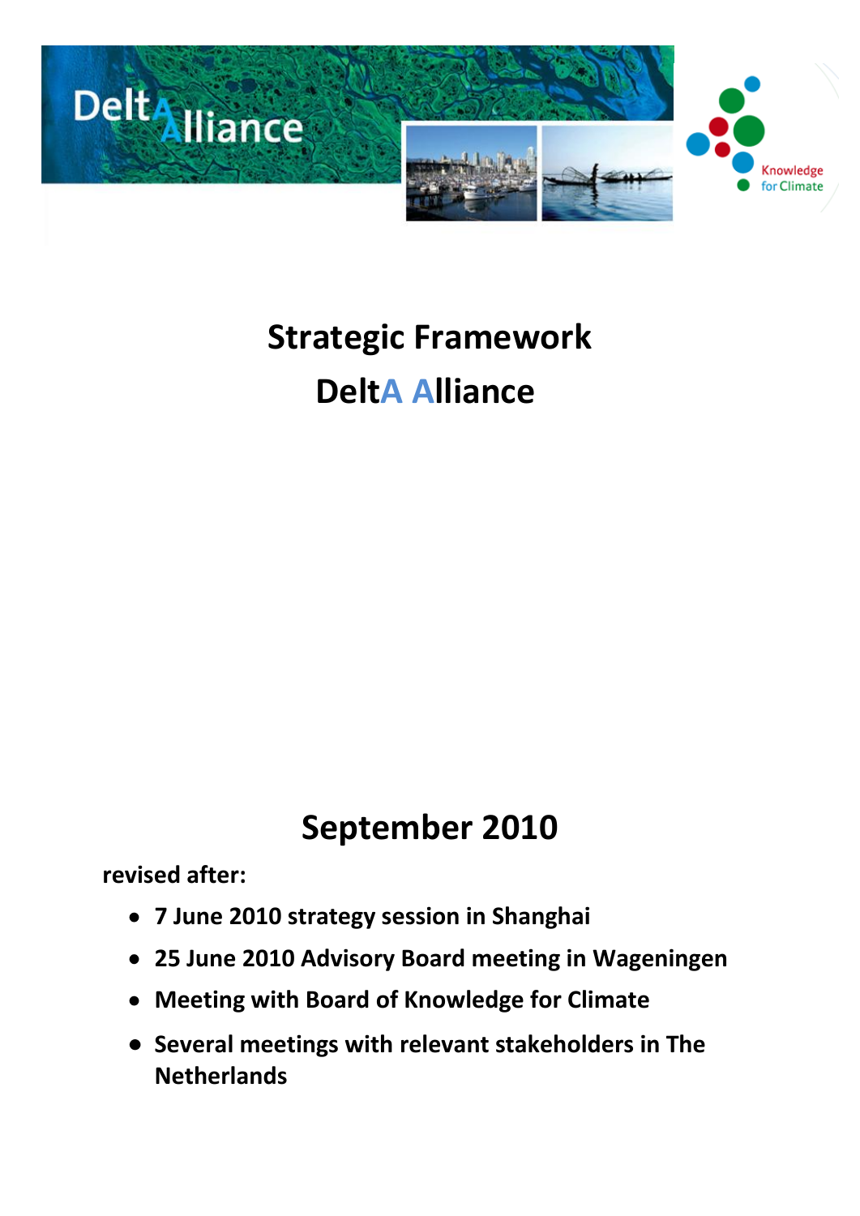# Strategic Framework DeltA Alliance

## September 2010

**revised after:**

- **7 June 2010 strategy session in Shanghai**
- **25 June 2010 Advisory Board meeting in Wageningen**
- **Meeting with Board of Knowledge for Climate**
- **Several meetings with relevant stakeholders in The Netherlands**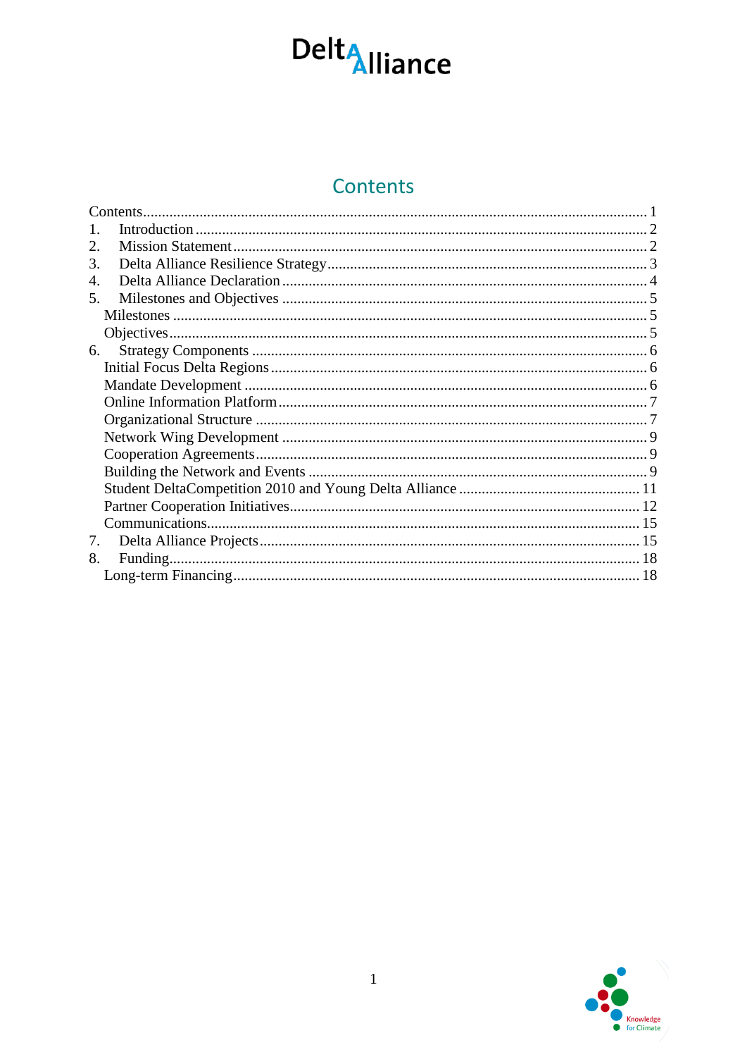# Contents

Contents........................................................................................................ 1
1. Introduction ................................................................................................ 2
2. Mission Statement ........................................................................................ 2
3. Delta Alliance Resilience Strategy .................................................................. 3
4. Delta Alliance Declaration ............................................................................. 4
5. Milestones and Objectives ............................................................................. 5
   Milestones ..................................................................................................... 5
   Objectives ..................................................................................................... 5
6. Strategy Components ..................................................................................... 6
   Initial Focus Delta Regions .............................................................................. 6
   Mandate Development .................................................................................... 6
   Online Information Platform ............................................................................ 7
   Organizational Structure ................................................................................. 7
   Network Wing Development ............................................................................ 9
   Cooperation Agreements ................................................................................. 9
   Building the Network and Events ..................................................................... 9
   Student DeltaCompetition 2010 and Young Delta Alliance ................................... 11
   Partner Cooperation Initiatives ......................................................................... 12
   Communications ............................................................................................. 15
7. Delta Alliance Projects .................................................................................... 15
8. Funding ......................................................................................................... 18
   Long-term Financing ....................................................................................... 18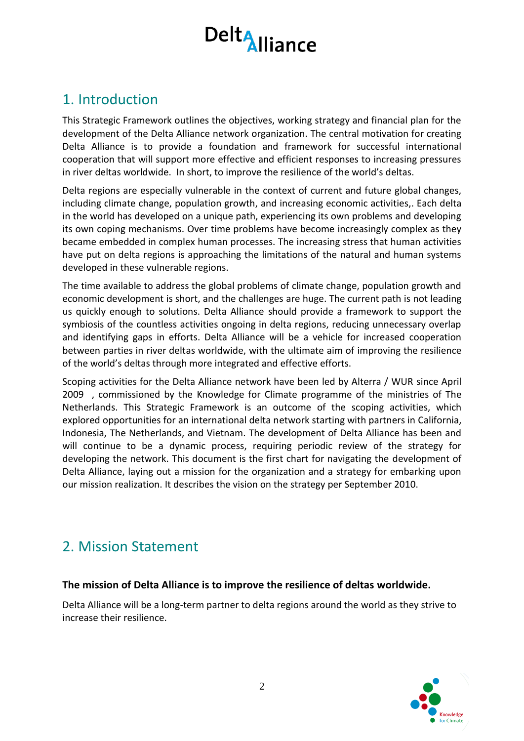## 1. Introduction

This Strategic Framework outlines the objectives, working strategy and financial plan for the development of the Delta Alliance network organization. The central motivation for creating Delta Alliance is to provide a foundation and framework for successful international cooperation that will support more effective and efficient responses to increasing pressures in river deltas worldwide. In short, to improve the resilience of the world's deltas.

Delta regions are especially vulnerable in the context of current and future global changes, including climate change, population growth, and increasing economic activities,. Each delta in the world has developed on a unique path, experiencing its own problems and developing its own coping mechanisms. Over time problems have become increasingly complex as they became embedded in complex human processes. The increasing stress that human activities have put on delta regions is approaching the limitations of the natural and human systems developed in these vulnerable regions.

The time available to address the global problems of climate change, population growth and economic development is short, and the challenges are huge. The current path is not leading us quickly enough to solutions. Delta Alliance should provide a framework to support the symbiosis of the countless activities ongoing in delta regions, reducing unnecessary overlap and identifying gaps in efforts. Delta Alliance will be a vehicle for increased cooperation between parties in river deltas worldwide, with the ultimate aim of improving the resilience of the world's deltas through more integrated and effective efforts.

Scoping activities for the Delta Alliance network have been led by Alterra / WUR since April 2009 , commissioned by the Knowledge for Climate programme of the ministries of The Netherlands. This Strategic Framework is an outcome of the scoping activities, which explored opportunities for an international delta network starting with partners in California, Indonesia, The Netherlands, and Vietnam. The development of Delta Alliance has been and will continue to be a dynamic process, requiring periodic review of the strategy for developing the network. This document is the first chart for navigating the development of Delta Alliance, laying out a mission for the organization and a strategy for embarking upon our mission realization. It describes the vision on the strategy per September 2010.

## 2. Mission Statement

**The mission of Delta Alliance is to improve the resilience of deltas worldwide.**

Delta Alliance will be a long-term partner to delta regions around the world as they strive to increase their resilience.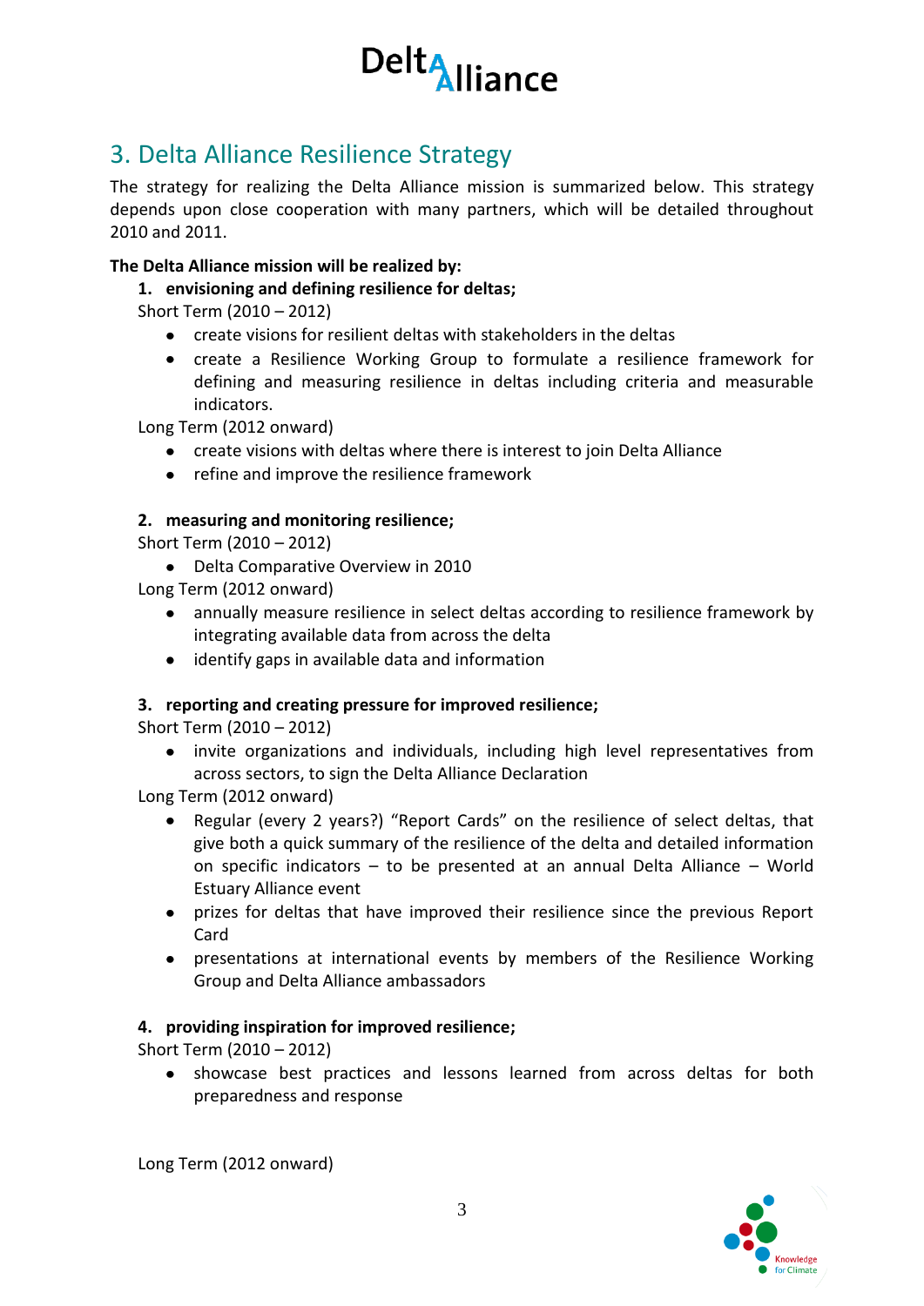## 3. Delta Alliance Resilience Strategy

The strategy for realizing the Delta Alliance mission is summarized below. This strategy depends upon close cooperation with many partners, which will be detailed throughout 2010 and 2011.

**The Delta Alliance mission will be realized by:**

1. **envisioning and defining resilience for deltas;**

   Short Term (2010 – 2012)
   - create visions for resilient deltas with stakeholders in the deltas
   - create a Resilience Working Group to formulate a resilience framework for defining and measuring resilience in deltas including criteria and measurable indicators.

   Long Term (2012 onward)
   - create visions with deltas where there is interest to join Delta Alliance
   - refine and improve the resilience framework

2. **measuring and monitoring resilience;**

   Short Term (2010 – 2012)
   - Delta Comparative Overview in 2010

   Long Term (2012 onward)
   - annually measure resilience in select deltas according to resilience framework by integrating available data from across the delta
   - identify gaps in available data and information

3. **reporting and creating pressure for improved resilience;**

   Short Term (2010 – 2012)
   - invite organizations and individuals, including high level representatives from across sectors, to sign the Delta Alliance Declaration

   Long Term (2012 onward)
   - Regular (every 2 years?) "Report Cards" on the resilience of select deltas, that give both a quick summary of the resilience of the delta and detailed information on specific indicators – to be presented at an annual Delta Alliance – World Estuary Alliance event
   - prizes for deltas that have improved their resilience since the previous Report Card
   - presentations at international events by members of the Resilience Working Group and Delta Alliance ambassadors

4. **providing inspiration for improved resilience;**

   Short Term (2010 – 2012)
   - showcase best practices and lessons learned from across deltas for both preparedness and response

   Long Term (2012 onward)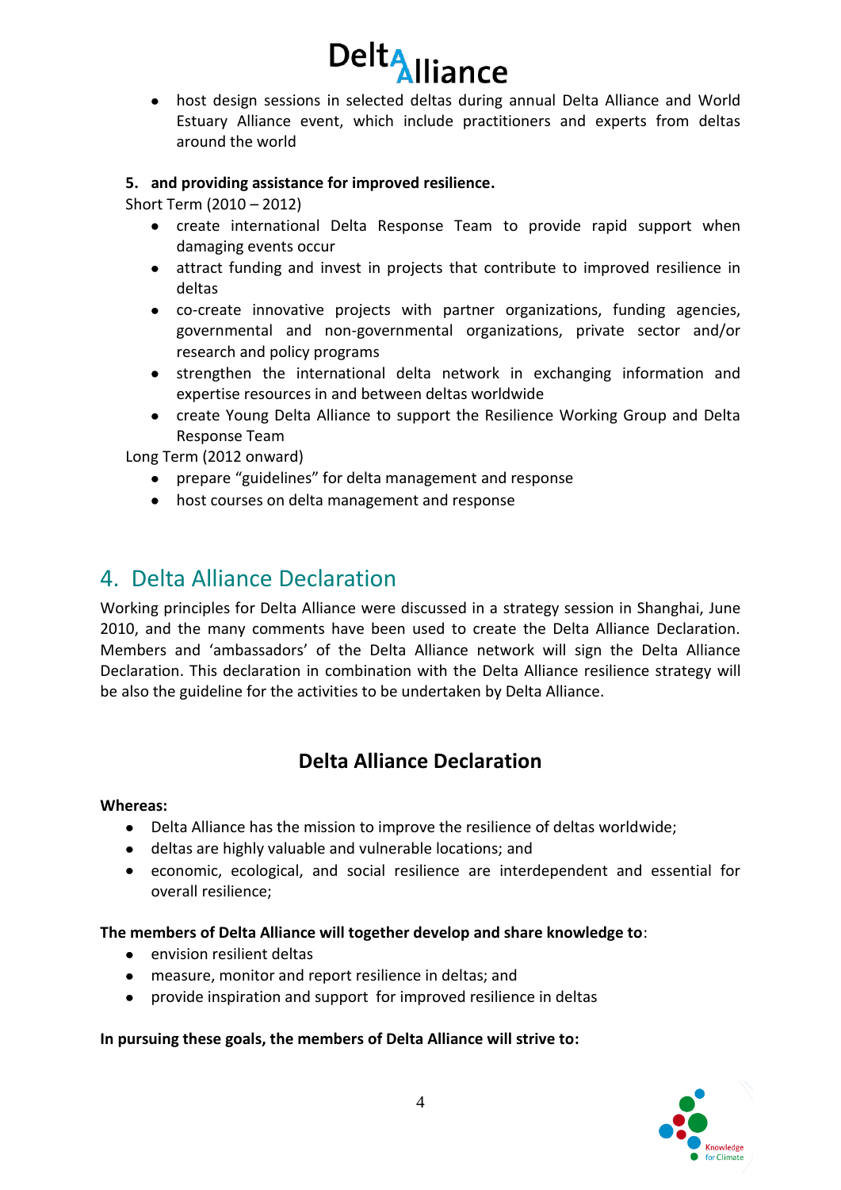- host design sessions in selected deltas during annual Delta Alliance and World Estuary Alliance event, which include practitioners and experts from deltas around the world

**5. and providing assistance for improved resilience.**

Short Term (2010 – 2012)

- create international Delta Response Team to provide rapid support when damaging events occur
- attract funding and invest in projects that contribute to improved resilience in deltas
- co-create innovative projects with partner organizations, funding agencies, governmental and non-governmental organizations, private sector and/or research and policy programs
- strengthen the international delta network in exchanging information and expertise resources in and between deltas worldwide
- create Young Delta Alliance to support the Resilience Working Group and Delta Response Team

Long Term (2012 onward)

- prepare "guidelines" for delta management and response
- host courses on delta management and response

## 4. Delta Alliance Declaration

Working principles for Delta Alliance were discussed in a strategy session in Shanghai, June 2010, and the many comments have been used to create the Delta Alliance Declaration. Members and 'ambassadors' of the Delta Alliance network will sign the Delta Alliance Declaration. This declaration in combination with the Delta Alliance resilience strategy will be also the guideline for the activities to be undertaken by Delta Alliance.

### Delta Alliance Declaration

**Whereas:**

- Delta Alliance has the mission to improve the resilience of deltas worldwide;
- deltas are highly valuable and vulnerable locations; and
- economic, ecological, and social resilience are interdependent and essential for overall resilience;

**The members of Delta Alliance will together develop and share knowledge to**:

- envision resilient deltas
- measure, monitor and report resilience in deltas; and
- provide inspiration and support for improved resilience in deltas

**In pursuing these goals, the members of Delta Alliance will strive to:**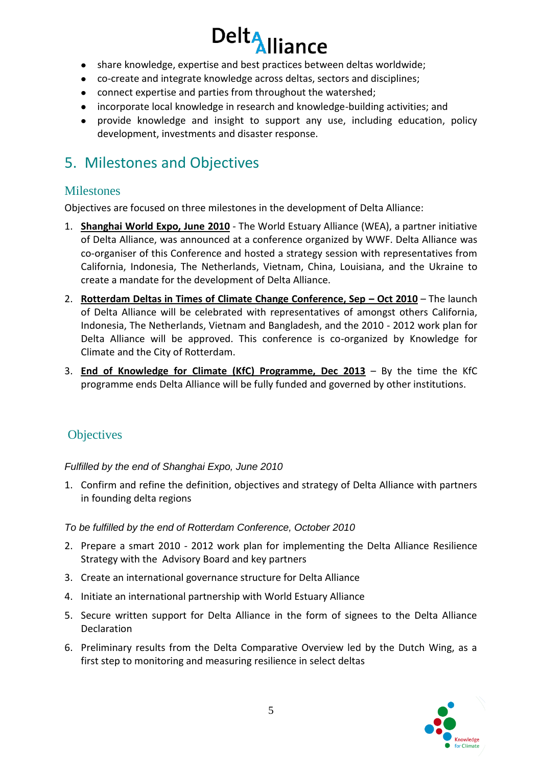- share knowledge, expertise and best practices between deltas worldwide;
- co-create and integrate knowledge across deltas, sectors and disciplines;
- connect expertise and parties from throughout the watershed;
- incorporate local knowledge in research and knowledge-building activities; and
- provide knowledge and insight to support any use, including education, policy development, investments and disaster response.

# 5. Milestones and Objectives

## Milestones

Objectives are focused on three milestones in the development of Delta Alliance:

1. **Shanghai World Expo, June 2010** - The World Estuary Alliance (WEA), a partner initiative of Delta Alliance, was announced at a conference organized by WWF. Delta Alliance was co-organiser of this Conference and hosted a strategy session with representatives from California, Indonesia, The Netherlands, Vietnam, China, Louisiana, and the Ukraine to create a mandate for the development of Delta Alliance.
2. **Rotterdam Deltas in Times of Climate Change Conference, Sep – Oct 2010** – The launch of Delta Alliance will be celebrated with representatives of amongst others California, Indonesia, The Netherlands, Vietnam and Bangladesh, and the 2010 - 2012 work plan for Delta Alliance will be approved. This conference is co-organized by Knowledge for Climate and the City of Rotterdam.
3. **End of Knowledge for Climate (KfC) Programme, Dec 2013** – By the time the KfC programme ends Delta Alliance will be fully funded and governed by other institutions.

## Objectives

*Fulfilled by the end of Shanghai Expo, June 2010*

1. Confirm and refine the definition, objectives and strategy of Delta Alliance with partners in founding delta regions

*To be fulfilled by the end of Rotterdam Conference, October 2010*

2. Prepare a smart 2010 - 2012 work plan for implementing the Delta Alliance Resilience Strategy with the Advisory Board and key partners
3. Create an international governance structure for Delta Alliance
4. Initiate an international partnership with World Estuary Alliance
5. Secure written support for Delta Alliance in the form of signees to the Delta Alliance Declaration
6. Preliminary results from the Delta Comparative Overview led by the Dutch Wing, as a first step to monitoring and measuring resilience in select deltas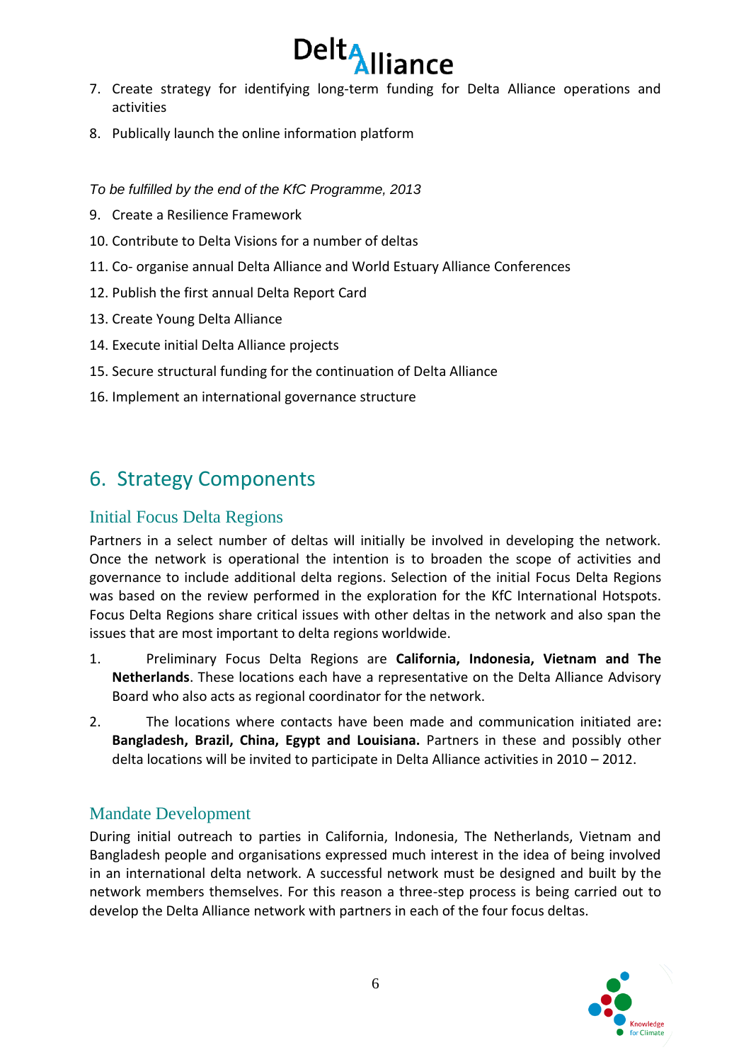7. Create strategy for identifying long-term funding for Delta Alliance operations and activities
8. Publically launch the online information platform

*To be fulfilled by the end of the KfC Programme, 2013*

9. Create a Resilience Framework
10. Contribute to Delta Visions for a number of deltas
11. Co- organise annual Delta Alliance and World Estuary Alliance Conferences
12. Publish the first annual Delta Report Card
13. Create Young Delta Alliance
14. Execute initial Delta Alliance projects
15. Secure structural funding for the continuation of Delta Alliance
16. Implement an international governance structure

# 6. Strategy Components

## Initial Focus Delta Regions

Partners in a select number of deltas will initially be involved in developing the network. Once the network is operational the intention is to broaden the scope of activities and governance to include additional delta regions. Selection of the initial Focus Delta Regions was based on the review performed in the exploration for the KfC International Hotspots. Focus Delta Regions share critical issues with other deltas in the network and also span the issues that are most important to delta regions worldwide.

1. Preliminary Focus Delta Regions are **California, Indonesia, Vietnam and The Netherlands**. These locations each have a representative on the Delta Alliance Advisory Board who also acts as regional coordinator for the network.
2. The locations where contacts have been made and communication initiated are**: Bangladesh, Brazil, China, Egypt and Louisiana.** Partners in these and possibly other delta locations will be invited to participate in Delta Alliance activities in 2010 – 2012.

## Mandate Development

During initial outreach to parties in California, Indonesia, The Netherlands, Vietnam and Bangladesh people and organisations expressed much interest in the idea of being involved in an international delta network. A successful network must be designed and built by the network members themselves. For this reason a three-step process is being carried out to develop the Delta Alliance network with partners in each of the four focus deltas.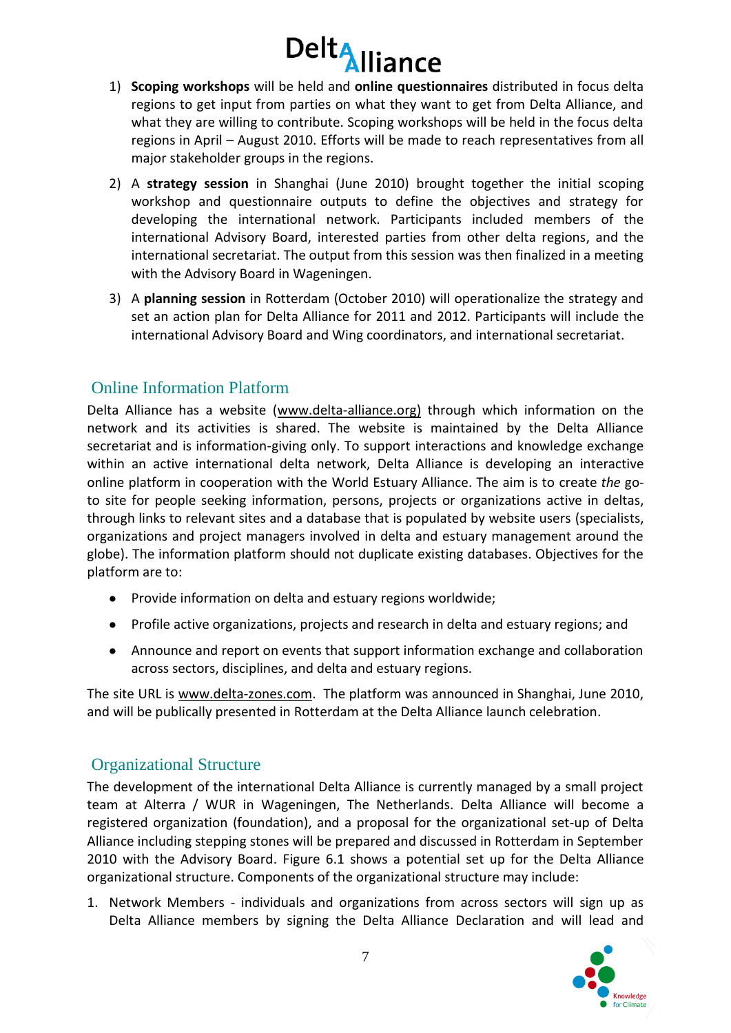1) **Scoping workshops** will be held and **online questionnaires** distributed in focus delta regions to get input from parties on what they want to get from Delta Alliance, and what they are willing to contribute. Scoping workshops will be held in the focus delta regions in April – August 2010. Efforts will be made to reach representatives from all major stakeholder groups in the regions.

2) A **strategy session** in Shanghai (June 2010) brought together the initial scoping workshop and questionnaire outputs to define the objectives and strategy for developing the international network. Participants included members of the international Advisory Board, interested parties from other delta regions, and the international secretariat. The output from this session was then finalized in a meeting with the Advisory Board in Wageningen.

3) A **planning session** in Rotterdam (October 2010) will operationalize the strategy and set an action plan for Delta Alliance for 2011 and 2012. Participants will include the international Advisory Board and Wing coordinators, and international secretariat.

## Online Information Platform

Delta Alliance has a website (www.delta-alliance.org) through which information on the network and its activities is shared. The website is maintained by the Delta Alliance secretariat and is information-giving only. To support interactions and knowledge exchange within an active international delta network, Delta Alliance is developing an interactive online platform in cooperation with the World Estuary Alliance. The aim is to create *the* go-to site for people seeking information, persons, projects or organizations active in deltas, through links to relevant sites and a database that is populated by website users (specialists, organizations and project managers involved in delta and estuary management around the globe). The information platform should not duplicate existing databases. Objectives for the platform are to:

- Provide information on delta and estuary regions worldwide;
- Profile active organizations, projects and research in delta and estuary regions; and
- Announce and report on events that support information exchange and collaboration across sectors, disciplines, and delta and estuary regions.

The site URL is www.delta-zones.com. The platform was announced in Shanghai, June 2010, and will be publically presented in Rotterdam at the Delta Alliance launch celebration.

## Organizational Structure

The development of the international Delta Alliance is currently managed by a small project team at Alterra / WUR in Wageningen, The Netherlands. Delta Alliance will become a registered organization (foundation), and a proposal for the organizational set-up of Delta Alliance including stepping stones will be prepared and discussed in Rotterdam in September 2010 with the Advisory Board. Figure 6.1 shows a potential set up for the Delta Alliance organizational structure. Components of the organizational structure may include:

1. Network Members - individuals and organizations from across sectors will sign up as Delta Alliance members by signing the Delta Alliance Declaration and will lead and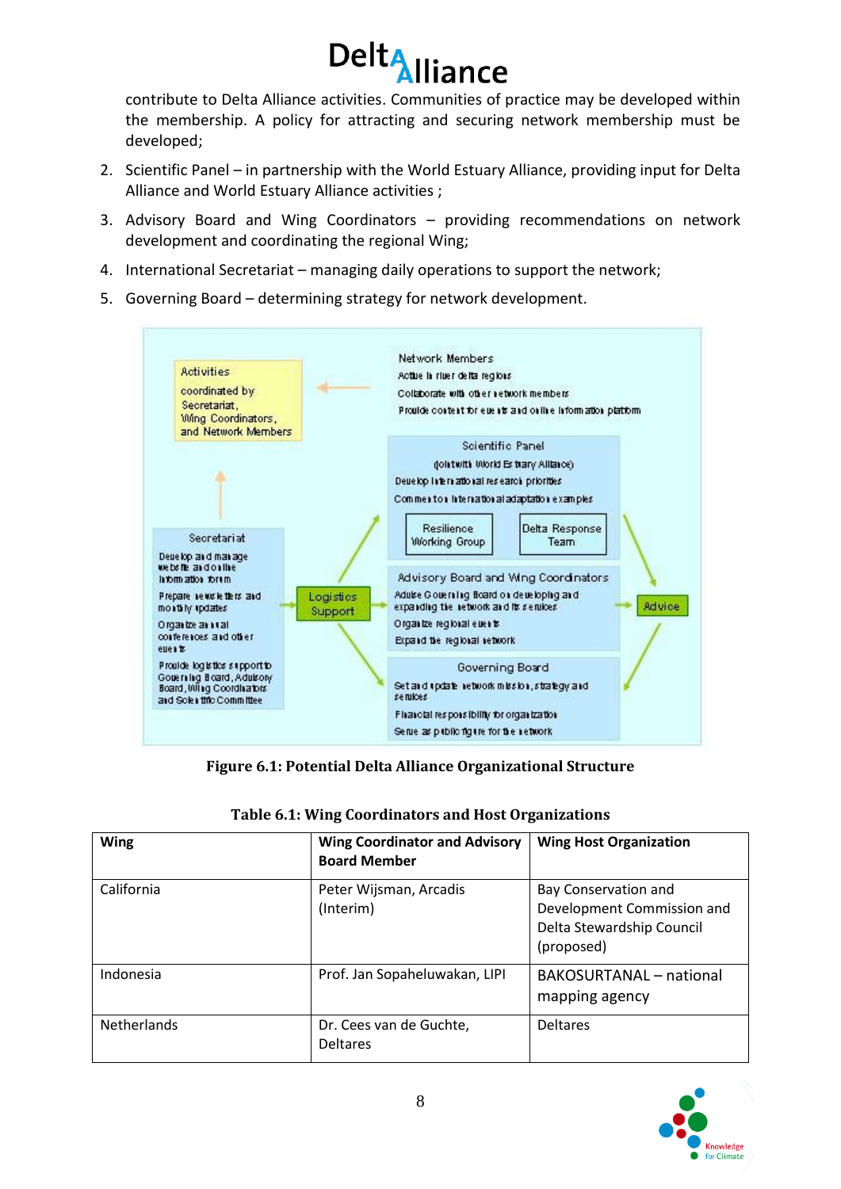contribute to Delta Alliance activities. Communities of practice may be developed within the membership. A policy for attracting and securing network membership must be developed;

2. Scientific Panel – in partnership with the World Estuary Alliance, providing input for Delta Alliance and World Estuary Alliance activities ;
3. Advisory Board and Wing Coordinators – providing recommendations on network development and coordinating the regional Wing;
4. International Secretariat – managing daily operations to support the network;
5. Governing Board – determining strategy for network development.

Activities coordinated by Secretariat, Wing Coordinators, and Network Members

Network Members
Active in river delta regions
Collaborate with other network members
Provide content for events and online information platform

Scientific Panel
(Joint with World Estuary Alliance)
Develop international research priorities
Comment on international adaptation examples

Resilience Working Group

Delta Response Team

Secretariat
Develop and manage website and online information forum
Prepare newsletters and monthly updates
Organize annual conferences and other events
Provide logistics support to Governing Board, Advisory Board, Wing Coordinators and Scientific Committee

Logistics Support

Advisory Board and Wing Coordinators
Advise Governing Board on developing and expanding the network and its services
Organize regional events
Expand the regional network

Advice

Governing Board
Set and update network mission, strategy and services
Financial responsibility for organization
Serve as public figure for the network

**Figure 6.1: Potential Delta Alliance Organizational Structure**

**Table 6.1: Wing Coordinators and Host Organizations**

| Wing | Wing Coordinator and Advisory Board Member | Wing Host Organization |
|---|---|---|
| California | Peter Wijsman, Arcadis (Interim) | Bay Conservation and Development Commission and Delta Stewardship Council (proposed) |
| Indonesia | Prof. Jan Sopaheluwakan, LIPI | BAKOSURTANAL – national mapping agency |
| Netherlands | Dr. Cees van de Guchte, Deltares | Deltares |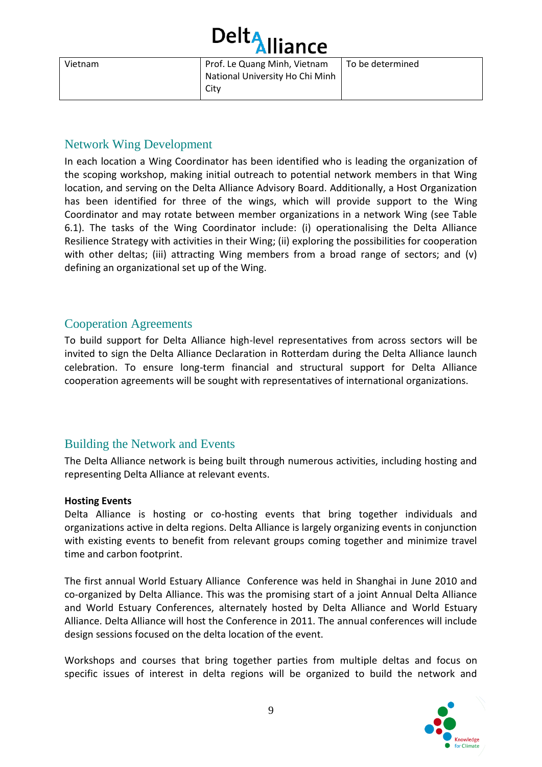| Vietnam | Prof. Le Quang Minh, Vietnam National University Ho Chi Minh City | To be determined |
|---|---|---|

## Network Wing Development

In each location a Wing Coordinator has been identified who is leading the organization of the scoping workshop, making initial outreach to potential network members in that Wing location, and serving on the Delta Alliance Advisory Board. Additionally, a Host Organization has been identified for three of the wings, which will provide support to the Wing Coordinator and may rotate between member organizations in a network Wing (see Table 6.1). The tasks of the Wing Coordinator include: (i) operationalising the Delta Alliance Resilience Strategy with activities in their Wing; (ii) exploring the possibilities for cooperation with other deltas; (iii) attracting Wing members from a broad range of sectors; and (v) defining an organizational set up of the Wing.

## Cooperation Agreements

To build support for Delta Alliance high-level representatives from across sectors will be invited to sign the Delta Alliance Declaration in Rotterdam during the Delta Alliance launch celebration. To ensure long-term financial and structural support for Delta Alliance cooperation agreements will be sought with representatives of international organizations.

## Building the Network and Events

The Delta Alliance network is being built through numerous activities, including hosting and representing Delta Alliance at relevant events.

**Hosting Events**

Delta Alliance is hosting or co-hosting events that bring together individuals and organizations active in delta regions. Delta Alliance is largely organizing events in conjunction with existing events to benefit from relevant groups coming together and minimize travel time and carbon footprint.

The first annual World Estuary Alliance Conference was held in Shanghai in June 2010 and co-organized by Delta Alliance. This was the promising start of a joint Annual Delta Alliance and World Estuary Conferences, alternately hosted by Delta Alliance and World Estuary Alliance. Delta Alliance will host the Conference in 2011. The annual conferences will include design sessions focused on the delta location of the event.

Workshops and courses that bring together parties from multiple deltas and focus on specific issues of interest in delta regions will be organized to build the network and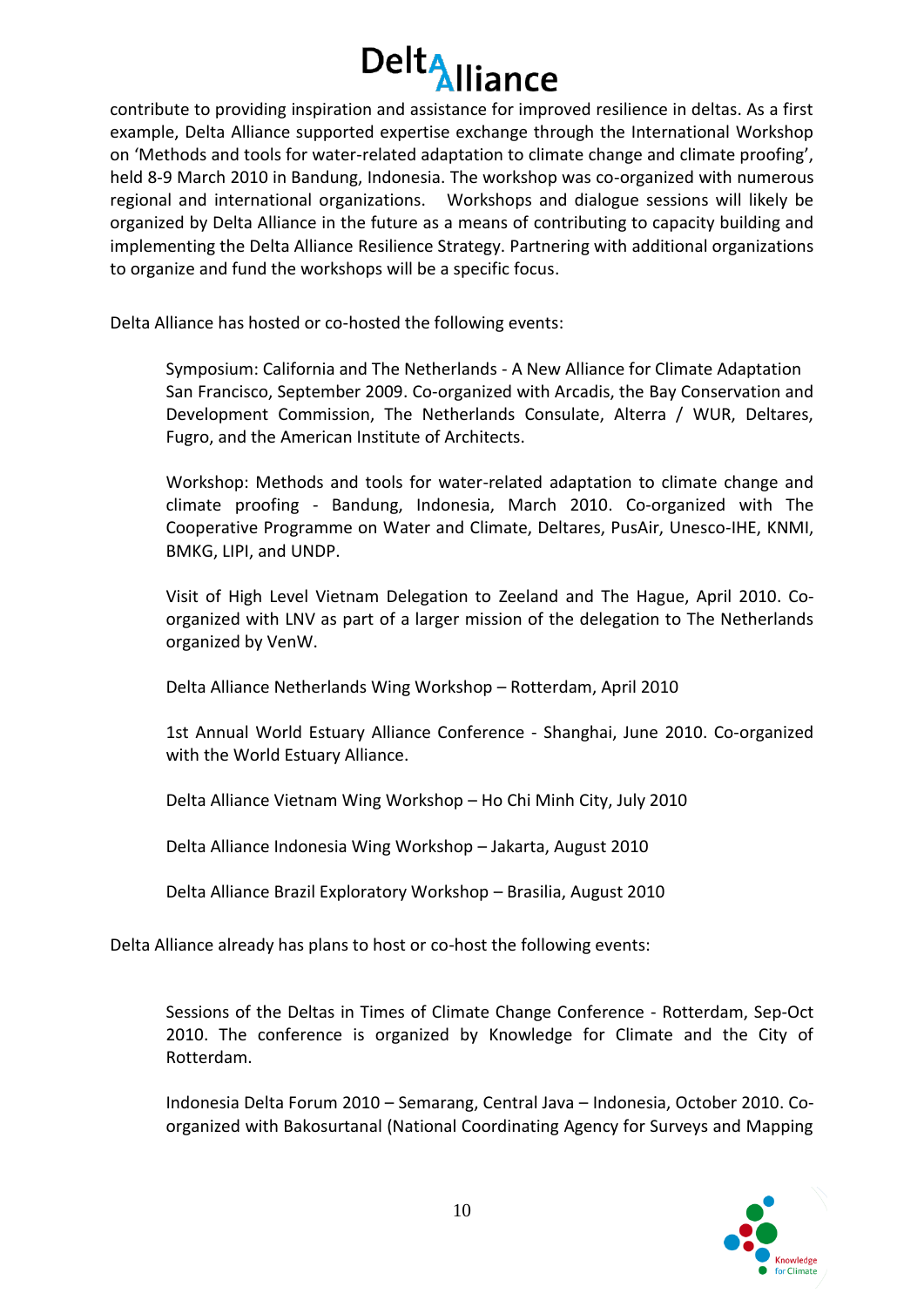contribute to providing inspiration and assistance for improved resilience in deltas. As a first example, Delta Alliance supported expertise exchange through the International Workshop on 'Methods and tools for water-related adaptation to climate change and climate proofing', held 8-9 March 2010 in Bandung, Indonesia. The workshop was co-organized with numerous regional and international organizations. Workshops and dialogue sessions will likely be organized by Delta Alliance in the future as a means of contributing to capacity building and implementing the Delta Alliance Resilience Strategy. Partnering with additional organizations to organize and fund the workshops will be a specific focus.

Delta Alliance has hosted or co-hosted the following events:

> Symposium: California and The Netherlands - A New Alliance for Climate Adaptation San Francisco, September 2009. Co-organized with Arcadis, the Bay Conservation and Development Commission, The Netherlands Consulate, Alterra / WUR, Deltares, Fugro, and the American Institute of Architects.
>
> Workshop: Methods and tools for water-related adaptation to climate change and climate proofing - Bandung, Indonesia, March 2010. Co-organized with The Cooperative Programme on Water and Climate, Deltares, PusAir, Unesco-IHE, KNMI, BMKG, LIPI, and UNDP.
>
> Visit of High Level Vietnam Delegation to Zeeland and The Hague, April 2010. Co-organized with LNV as part of a larger mission of the delegation to The Netherlands organized by VenW.
>
> Delta Alliance Netherlands Wing Workshop – Rotterdam, April 2010
>
> 1st Annual World Estuary Alliance Conference - Shanghai, June 2010. Co-organized with the World Estuary Alliance.
>
> Delta Alliance Vietnam Wing Workshop – Ho Chi Minh City, July 2010
>
> Delta Alliance Indonesia Wing Workshop – Jakarta, August 2010
>
> Delta Alliance Brazil Exploratory Workshop – Brasilia, August 2010

Delta Alliance already has plans to host or co-host the following events:

> Sessions of the Deltas in Times of Climate Change Conference - Rotterdam, Sep-Oct 2010. The conference is organized by Knowledge for Climate and the City of Rotterdam.
>
> Indonesia Delta Forum 2010 – Semarang, Central Java – Indonesia, October 2010. Co-organized with Bakosurtanal (National Coordinating Agency for Surveys and Mapping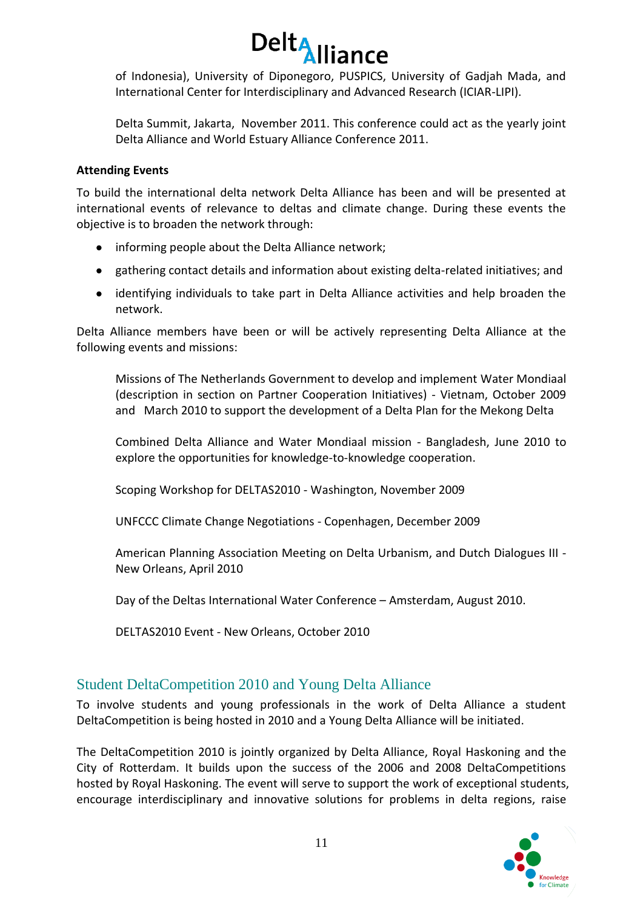of Indonesia), University of Diponegoro, PUSPICS, University of Gadjah Mada, and International Center for Interdisciplinary and Advanced Research (ICIAR-LIPI).

Delta Summit, Jakarta, November 2011. This conference could act as the yearly joint Delta Alliance and World Estuary Alliance Conference 2011.

**Attending Events**

To build the international delta network Delta Alliance has been and will be presented at international events of relevance to deltas and climate change. During these events the objective is to broaden the network through:

- informing people about the Delta Alliance network;
- gathering contact details and information about existing delta-related initiatives; and
- identifying individuals to take part in Delta Alliance activities and help broaden the network.

Delta Alliance members have been or will be actively representing Delta Alliance at the following events and missions:

Missions of The Netherlands Government to develop and implement Water Mondiaal (description in section on Partner Cooperation Initiatives) - Vietnam, October 2009 and March 2010 to support the development of a Delta Plan for the Mekong Delta

Combined Delta Alliance and Water Mondiaal mission - Bangladesh, June 2010 to explore the opportunities for knowledge-to-knowledge cooperation.

Scoping Workshop for DELTAS2010 - Washington, November 2009

UNFCCC Climate Change Negotiations - Copenhagen, December 2009

American Planning Association Meeting on Delta Urbanism, and Dutch Dialogues III - New Orleans, April 2010

Day of the Deltas International Water Conference – Amsterdam, August 2010.

DELTAS2010 Event - New Orleans, October 2010

## Student DeltaCompetition 2010 and Young Delta Alliance

To involve students and young professionals in the work of Delta Alliance a student DeltaCompetition is being hosted in 2010 and a Young Delta Alliance will be initiated.

The DeltaCompetition 2010 is jointly organized by Delta Alliance, Royal Haskoning and the City of Rotterdam. It builds upon the success of the 2006 and 2008 DeltaCompetitions hosted by Royal Haskoning. The event will serve to support the work of exceptional students, encourage interdisciplinary and innovative solutions for problems in delta regions, raise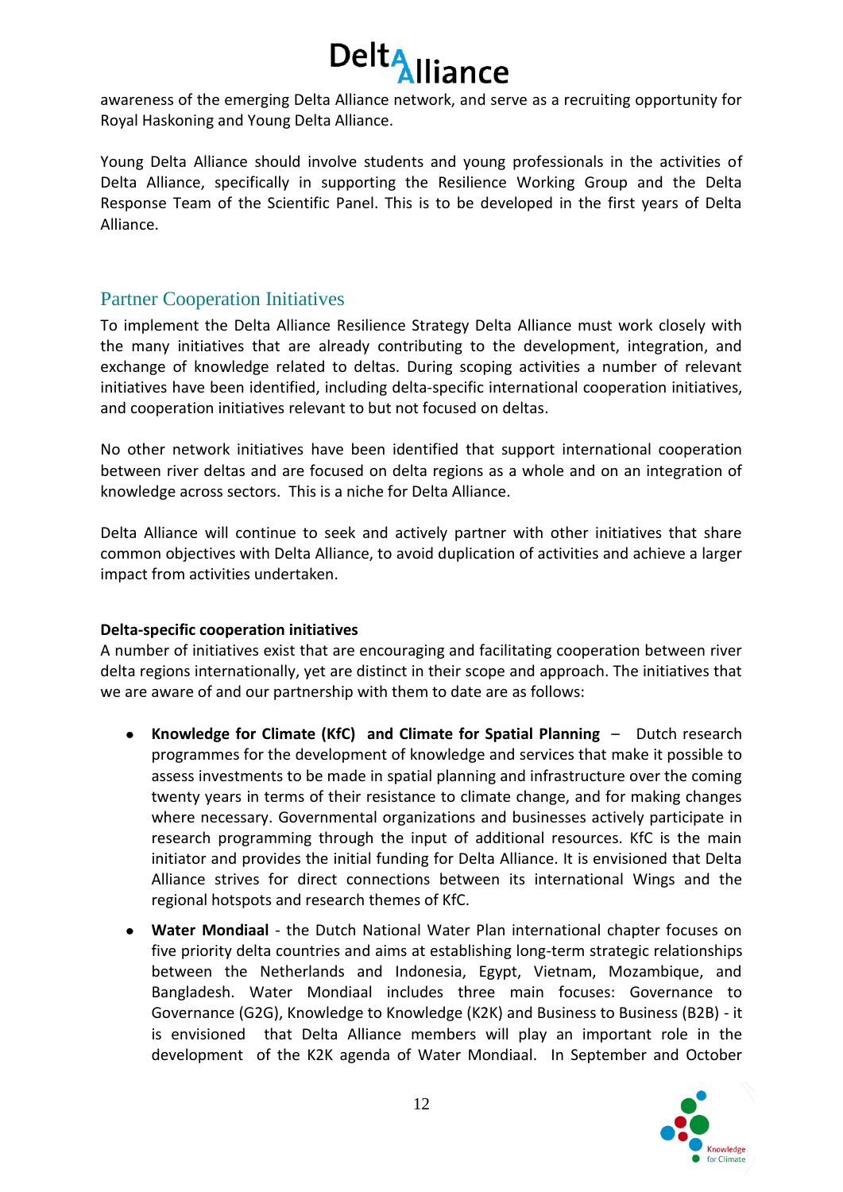awareness of the emerging Delta Alliance network, and serve as a recruiting opportunity for Royal Haskoning and Young Delta Alliance.

Young Delta Alliance should involve students and young professionals in the activities of Delta Alliance, specifically in supporting the Resilience Working Group and the Delta Response Team of the Scientific Panel. This is to be developed in the first years of Delta Alliance.

## Partner Cooperation Initiatives

To implement the Delta Alliance Resilience Strategy Delta Alliance must work closely with the many initiatives that are already contributing to the development, integration, and exchange of knowledge related to deltas. During scoping activities a number of relevant initiatives have been identified, including delta-specific international cooperation initiatives, and cooperation initiatives relevant to but not focused on deltas.

No other network initiatives have been identified that support international cooperation between river deltas and are focused on delta regions as a whole and on an integration of knowledge across sectors. This is a niche for Delta Alliance.

Delta Alliance will continue to seek and actively partner with other initiatives that share common objectives with Delta Alliance, to avoid duplication of activities and achieve a larger impact from activities undertaken.

**Delta-specific cooperation initiatives**

A number of initiatives exist that are encouraging and facilitating cooperation between river delta regions internationally, yet are distinct in their scope and approach. The initiatives that we are aware of and our partnership with them to date are as follows:

- **Knowledge for Climate (KfC) and Climate for Spatial Planning** – Dutch research programmes for the development of knowledge and services that make it possible to assess investments to be made in spatial planning and infrastructure over the coming twenty years in terms of their resistance to climate change, and for making changes where necessary. Governmental organizations and businesses actively participate in research programming through the input of additional resources. KfC is the main initiator and provides the initial funding for Delta Alliance. It is envisioned that Delta Alliance strives for direct connections between its international Wings and the regional hotspots and research themes of KfC.
- **Water Mondiaal** - the Dutch National Water Plan international chapter focuses on five priority delta countries and aims at establishing long-term strategic relationships between the Netherlands and Indonesia, Egypt, Vietnam, Mozambique, and Bangladesh. Water Mondiaal includes three main focuses: Governance to Governance (G2G), Knowledge to Knowledge (K2K) and Business to Business (B2B) - it is envisioned that Delta Alliance members will play an important role in the development of the K2K agenda of Water Mondiaal. In September and October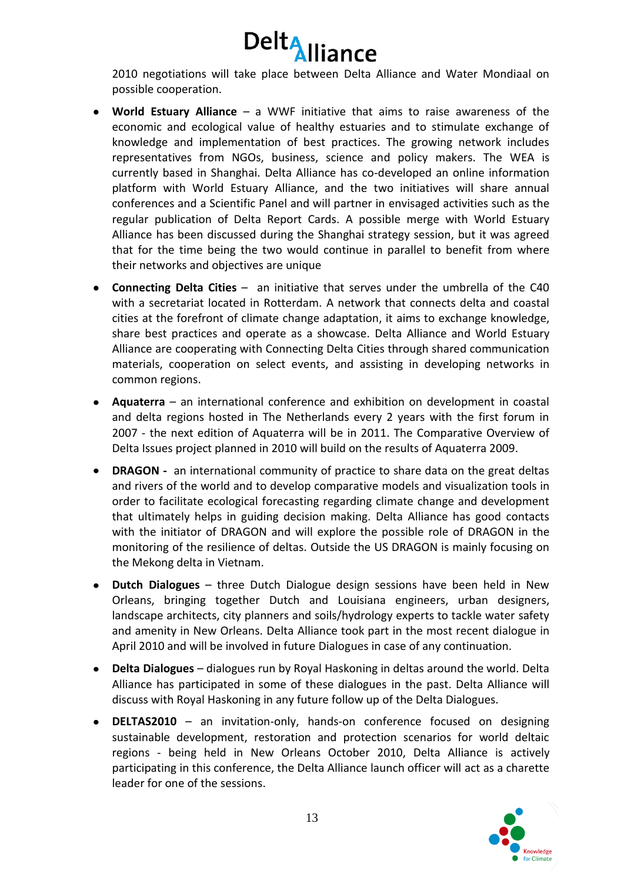2010 negotiations will take place between Delta Alliance and Water Mondiaal on possible cooperation.

- **World Estuary Alliance** – a WWF initiative that aims to raise awareness of the economic and ecological value of healthy estuaries and to stimulate exchange of knowledge and implementation of best practices. The growing network includes representatives from NGOs, business, science and policy makers. The WEA is currently based in Shanghai. Delta Alliance has co-developed an online information platform with World Estuary Alliance, and the two initiatives will share annual conferences and a Scientific Panel and will partner in envisaged activities such as the regular publication of Delta Report Cards. A possible merge with World Estuary Alliance has been discussed during the Shanghai strategy session, but it was agreed that for the time being the two would continue in parallel to benefit from where their networks and objectives are unique
- **Connecting Delta Cities** – an initiative that serves under the umbrella of the C40 with a secretariat located in Rotterdam. A network that connects delta and coastal cities at the forefront of climate change adaptation, it aims to exchange knowledge, share best practices and operate as a showcase. Delta Alliance and World Estuary Alliance are cooperating with Connecting Delta Cities through shared communication materials, cooperation on select events, and assisting in developing networks in common regions.
- **Aquaterra** – an international conference and exhibition on development in coastal and delta regions hosted in The Netherlands every 2 years with the first forum in 2007 - the next edition of Aquaterra will be in 2011. The Comparative Overview of Delta Issues project planned in 2010 will build on the results of Aquaterra 2009.
- **DRAGON -** an international community of practice to share data on the great deltas and rivers of the world and to develop comparative models and visualization tools in order to facilitate ecological forecasting regarding climate change and development that ultimately helps in guiding decision making. Delta Alliance has good contacts with the initiator of DRAGON and will explore the possible role of DRAGON in the monitoring of the resilience of deltas. Outside the US DRAGON is mainly focusing on the Mekong delta in Vietnam.
- **Dutch Dialogues** – three Dutch Dialogue design sessions have been held in New Orleans, bringing together Dutch and Louisiana engineers, urban designers, landscape architects, city planners and soils/hydrology experts to tackle water safety and amenity in New Orleans. Delta Alliance took part in the most recent dialogue in April 2010 and will be involved in future Dialogues in case of any continuation.
- **Delta Dialogues** – dialogues run by Royal Haskoning in deltas around the world. Delta Alliance has participated in some of these dialogues in the past. Delta Alliance will discuss with Royal Haskoning in any future follow up of the Delta Dialogues.
- **DELTAS2010** – an invitation-only, hands-on conference focused on designing sustainable development, restoration and protection scenarios for world deltaic regions - being held in New Orleans October 2010, Delta Alliance is actively participating in this conference, the Delta Alliance launch officer will act as a charette leader for one of the sessions.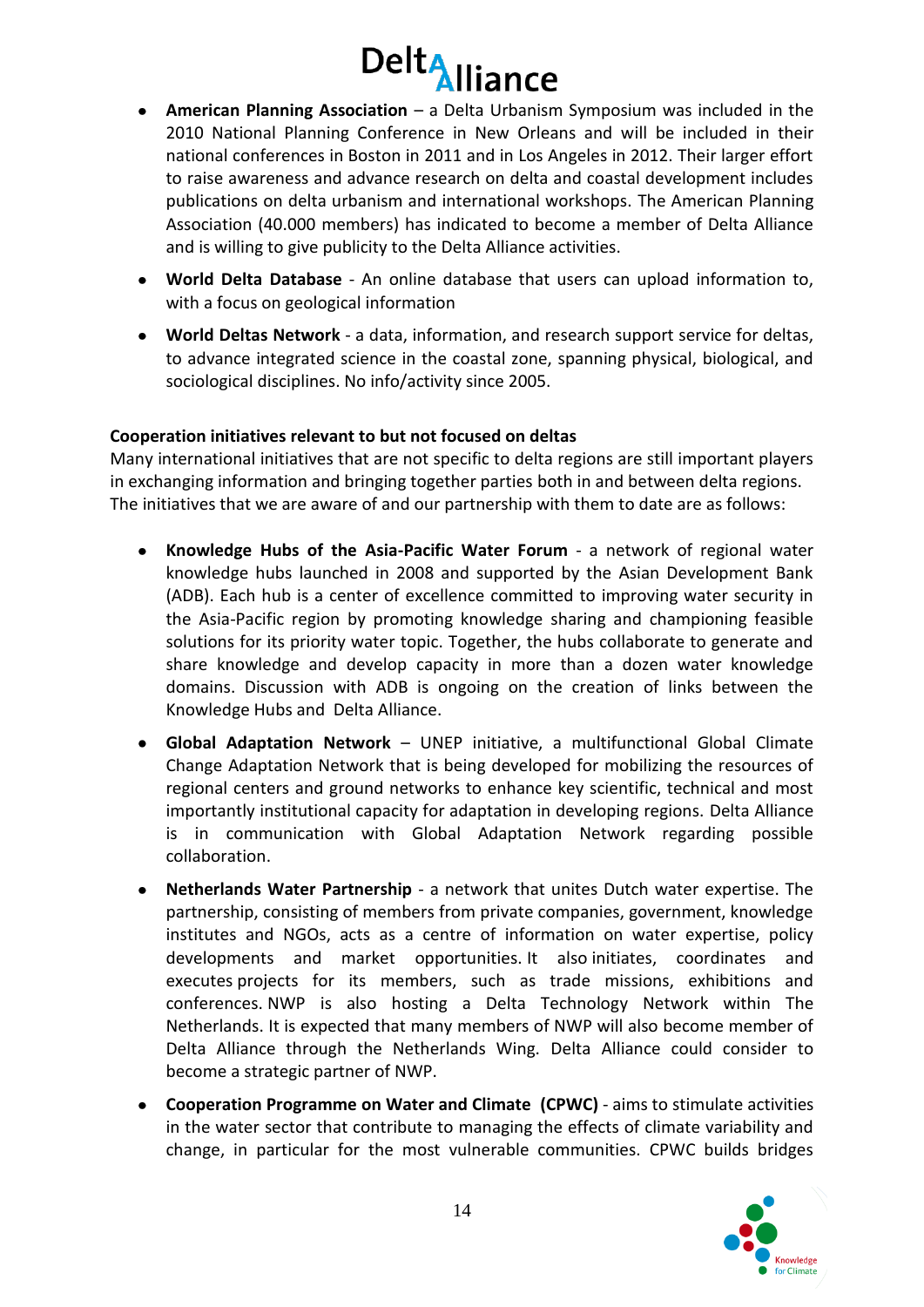- **American Planning Association** – a Delta Urbanism Symposium was included in the 2010 National Planning Conference in New Orleans and will be included in their national conferences in Boston in 2011 and in Los Angeles in 2012. Their larger effort to raise awareness and advance research on delta and coastal development includes publications on delta urbanism and international workshops. The American Planning Association (40.000 members) has indicated to become a member of Delta Alliance and is willing to give publicity to the Delta Alliance activities.
- **World Delta Database** - An online database that users can upload information to, with a focus on geological information
- **World Deltas Network** - a data, information, and research support service for deltas, to advance integrated science in the coastal zone, spanning physical, biological, and sociological disciplines. No info/activity since 2005.

**Cooperation initiatives relevant to but not focused on deltas**

Many international initiatives that are not specific to delta regions are still important players in exchanging information and bringing together parties both in and between delta regions. The initiatives that we are aware of and our partnership with them to date are as follows:

- **Knowledge Hubs of the Asia-Pacific Water Forum** - a network of regional water knowledge hubs launched in 2008 and supported by the Asian Development Bank (ADB). Each hub is a center of excellence committed to improving water security in the Asia-Pacific region by promoting knowledge sharing and championing feasible solutions for its priority water topic. Together, the hubs collaborate to generate and share knowledge and develop capacity in more than a dozen water knowledge domains. Discussion with ADB is ongoing on the creation of links between the Knowledge Hubs and Delta Alliance.
- **Global Adaptation Network** – UNEP initiative, a multifunctional Global Climate Change Adaptation Network that is being developed for mobilizing the resources of regional centers and ground networks to enhance key scientific, technical and most importantly institutional capacity for adaptation in developing regions. Delta Alliance is in communication with Global Adaptation Network regarding possible collaboration.
- **Netherlands Water Partnership** - a network that unites Dutch water expertise. The partnership, consisting of members from private companies, government, knowledge institutes and NGOs, acts as a centre of information on water expertise, policy developments and market opportunities. It also initiates, coordinates and executes projects for its members, such as trade missions, exhibitions and conferences. NWP is also hosting a Delta Technology Network within The Netherlands. It is expected that many members of NWP will also become member of Delta Alliance through the Netherlands Wing. Delta Alliance could consider to become a strategic partner of NWP.
- **Cooperation Programme on Water and Climate (CPWC)** - aims to stimulate activities in the water sector that contribute to managing the effects of climate variability and change, in particular for the most vulnerable communities. CPWC builds bridges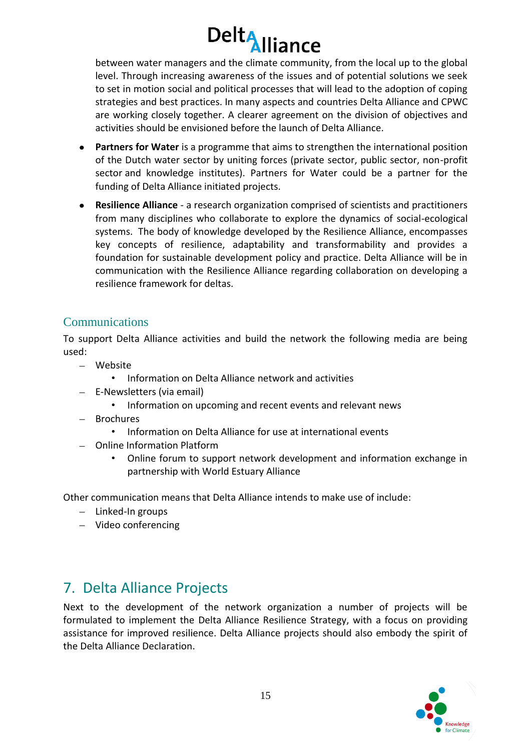between water managers and the climate community, from the local up to the global level. Through increasing awareness of the issues and of potential solutions we seek to set in motion social and political processes that will lead to the adoption of coping strategies and best practices. In many aspects and countries Delta Alliance and CPWC are working closely together. A clearer agreement on the division of objectives and activities should be envisioned before the launch of Delta Alliance.

- **Partners for Water** is a programme that aims to strengthen the international position of the Dutch water sector by uniting forces (private sector, public sector, non-profit sector and knowledge institutes). Partners for Water could be a partner for the funding of Delta Alliance initiated projects.
- **Resilience Alliance** - a research organization comprised of scientists and practitioners from many disciplines who collaborate to explore the dynamics of social-ecological systems. The body of knowledge developed by the Resilience Alliance, encompasses key concepts of resilience, adaptability and transformability and provides a foundation for sustainable development policy and practice. Delta Alliance will be in communication with the Resilience Alliance regarding collaboration on developing a resilience framework for deltas.

### Communications

To support Delta Alliance activities and build the network the following media are being used:

- Website
  - Information on Delta Alliance network and activities
- E-Newsletters (via email)
  - Information on upcoming and recent events and relevant news
- Brochures
  - Information on Delta Alliance for use at international events
- Online Information Platform
  - Online forum to support network development and information exchange in partnership with World Estuary Alliance

Other communication means that Delta Alliance intends to make use of include:

- Linked-In groups
- Video conferencing

## 7. Delta Alliance Projects

Next to the development of the network organization a number of projects will be formulated to implement the Delta Alliance Resilience Strategy, with a focus on providing assistance for improved resilience. Delta Alliance projects should also embody the spirit of the Delta Alliance Declaration.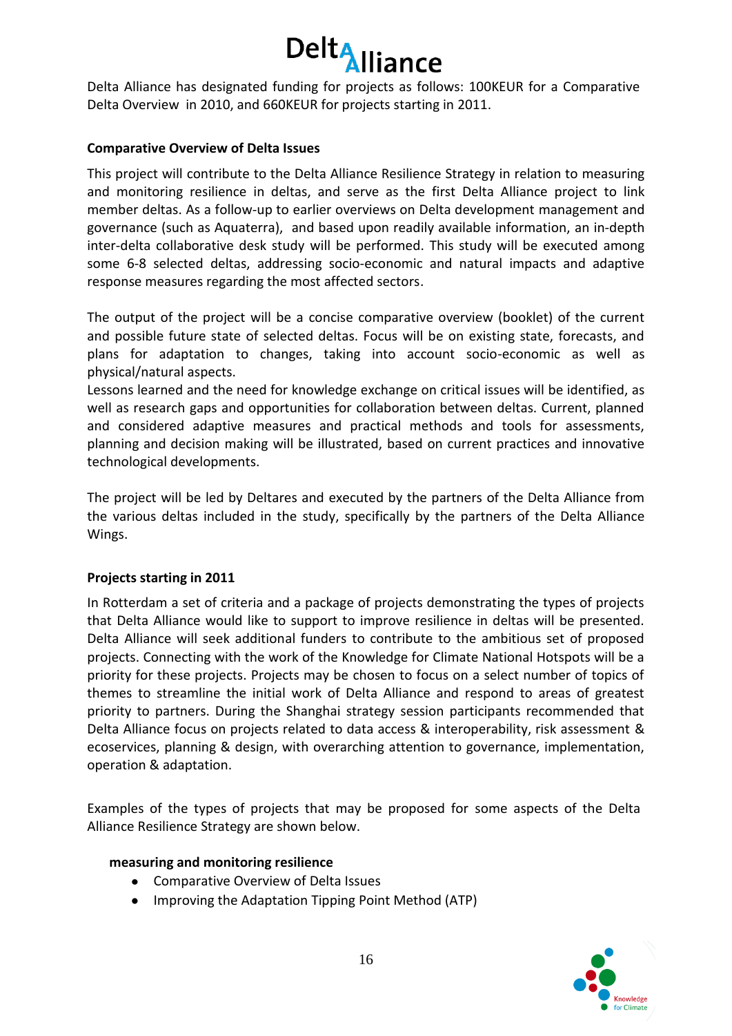Delta Alliance has designated funding for projects as follows: 100KEUR for a Comparative Delta Overview in 2010, and 660KEUR for projects starting in 2011.

**Comparative Overview of Delta Issues**

This project will contribute to the Delta Alliance Resilience Strategy in relation to measuring and monitoring resilience in deltas, and serve as the first Delta Alliance project to link member deltas. As a follow-up to earlier overviews on Delta development management and governance (such as Aquaterra), and based upon readily available information, an in-depth inter-delta collaborative desk study will be performed. This study will be executed among some 6-8 selected deltas, addressing socio-economic and natural impacts and adaptive response measures regarding the most affected sectors.

The output of the project will be a concise comparative overview (booklet) of the current and possible future state of selected deltas. Focus will be on existing state, forecasts, and plans for adaptation to changes, taking into account socio-economic as well as physical/natural aspects.
Lessons learned and the need for knowledge exchange on critical issues will be identified, as well as research gaps and opportunities for collaboration between deltas. Current, planned and considered adaptive measures and practical methods and tools for assessments, planning and decision making will be illustrated, based on current practices and innovative technological developments.

The project will be led by Deltares and executed by the partners of the Delta Alliance from the various deltas included in the study, specifically by the partners of the Delta Alliance Wings.

**Projects starting in 2011**

In Rotterdam a set of criteria and a package of projects demonstrating the types of projects that Delta Alliance would like to support to improve resilience in deltas will be presented. Delta Alliance will seek additional funders to contribute to the ambitious set of proposed projects. Connecting with the work of the Knowledge for Climate National Hotspots will be a priority for these projects. Projects may be chosen to focus on a select number of topics of themes to streamline the initial work of Delta Alliance and respond to areas of greatest priority to partners. During the Shanghai strategy session participants recommended that Delta Alliance focus on projects related to data access & interoperability, risk assessment & ecoservices, planning & design, with overarching attention to governance, implementation, operation & adaptation.

Examples of the types of projects that may be proposed for some aspects of the Delta Alliance Resilience Strategy are shown below.

**measuring and monitoring resilience**

- Comparative Overview of Delta Issues
- Improving the Adaptation Tipping Point Method (ATP)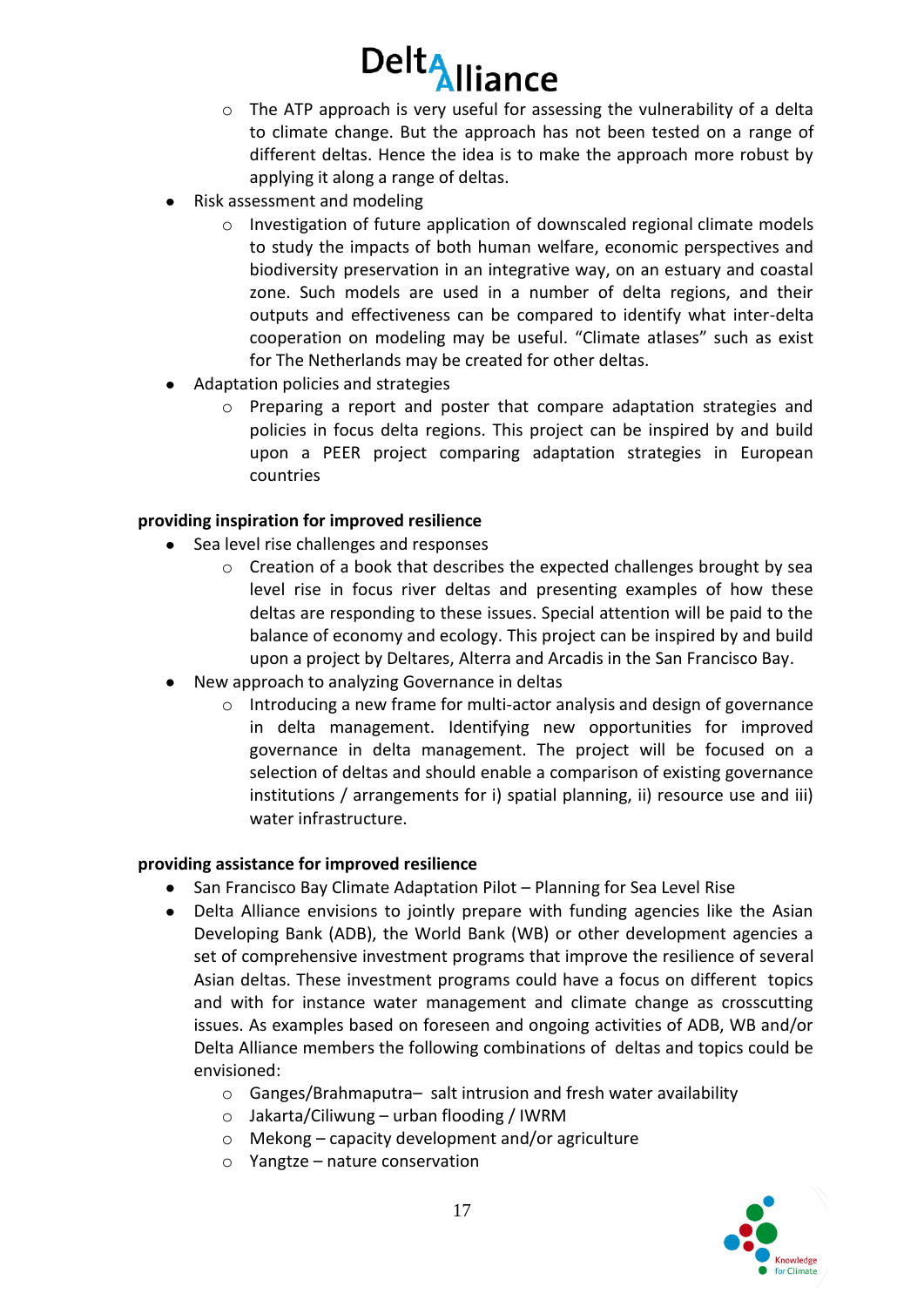- The ATP approach is very useful for assessing the vulnerability of a delta to climate change. But the approach has not been tested on a range of different deltas. Hence the idea is to make the approach more robust by applying it along a range of deltas.
- Risk assessment and modeling
    - Investigation of future application of downscaled regional climate models to study the impacts of both human welfare, economic perspectives and biodiversity preservation in an integrative way, on an estuary and coastal zone. Such models are used in a number of delta regions, and their outputs and effectiveness can be compared to identify what inter-delta cooperation on modeling may be useful. "Climate atlases" such as exist for The Netherlands may be created for other deltas.
- Adaptation policies and strategies
    - Preparing a report and poster that compare adaptation strategies and policies in focus delta regions. This project can be inspired by and build upon a PEER project comparing adaptation strategies in European countries

**providing inspiration for improved resilience**

- Sea level rise challenges and responses
    - Creation of a book that describes the expected challenges brought by sea level rise in focus river deltas and presenting examples of how these deltas are responding to these issues. Special attention will be paid to the balance of economy and ecology. This project can be inspired by and build upon a project by Deltares, Alterra and Arcadis in the San Francisco Bay.
- New approach to analyzing Governance in deltas
    - Introducing a new frame for multi-actor analysis and design of governance in delta management. Identifying new opportunities for improved governance in delta management. The project will be focused on a selection of deltas and should enable a comparison of existing governance institutions / arrangements for i) spatial planning, ii) resource use and iii) water infrastructure.

**providing assistance for improved resilience**

- San Francisco Bay Climate Adaptation Pilot – Planning for Sea Level Rise
- Delta Alliance envisions to jointly prepare with funding agencies like the Asian Developing Bank (ADB), the World Bank (WB) or other development agencies a set of comprehensive investment programs that improve the resilience of several Asian deltas. These investment programs could have a focus on different topics and with for instance water management and climate change as crosscutting issues. As examples based on foreseen and ongoing activities of ADB, WB and/or Delta Alliance members the following combinations of deltas and topics could be envisioned:
    - Ganges/Brahmaputra– salt intrusion and fresh water availability
    - Jakarta/Ciliwung – urban flooding / IWRM
    - Mekong – capacity development and/or agriculture
    - Yangtze – nature conservation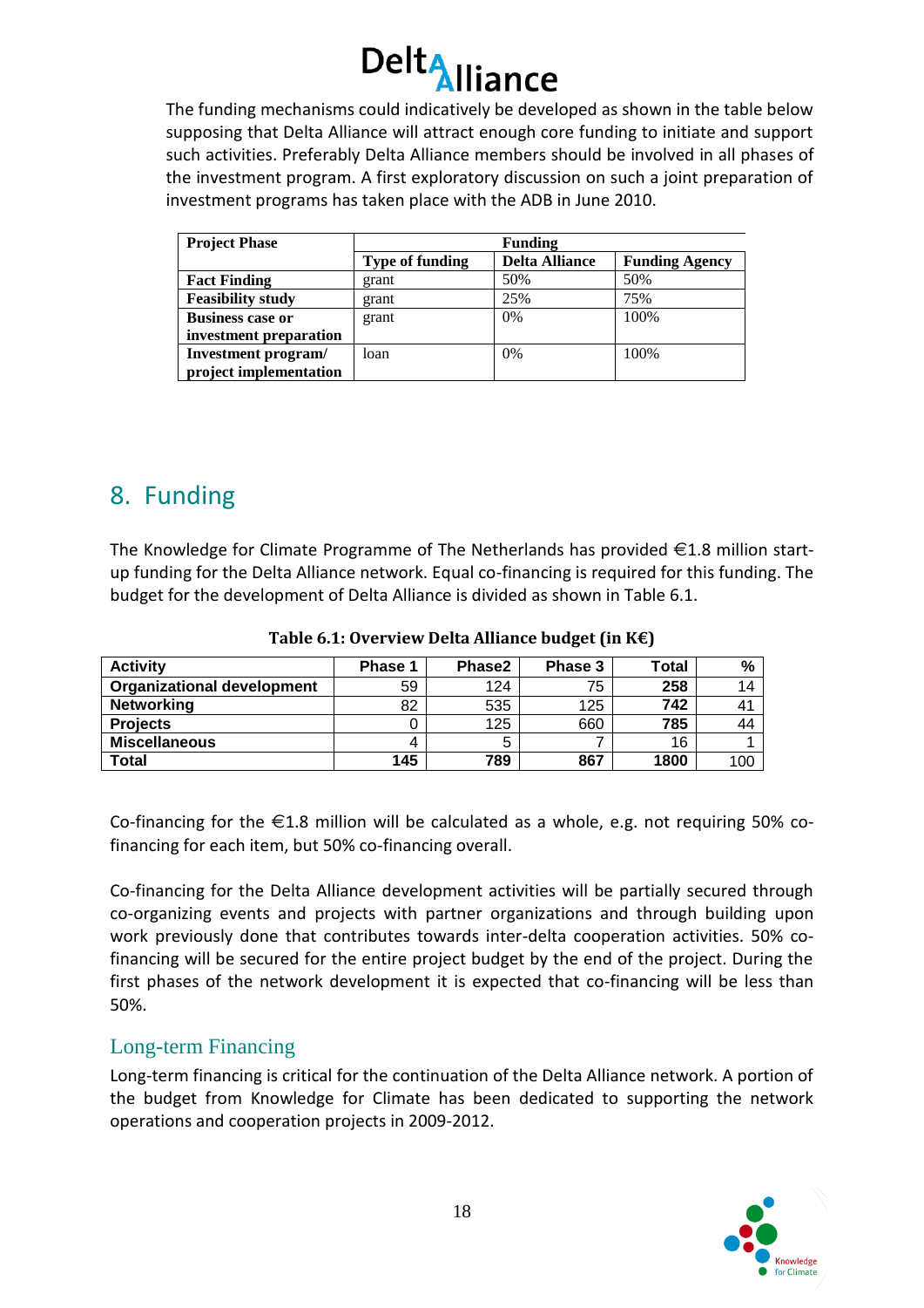The funding mechanisms could indicatively be developed as shown in the table below supposing that Delta Alliance will attract enough core funding to initiate and support such activities. Preferably Delta Alliance members should be involved in all phases of the investment program. A first exploratory discussion on such a joint preparation of investment programs has taken place with the ADB in June 2010.

| **Project Phase** | **Funding** | | |
|---|---|---|---|
| | **Type of funding** | **Delta Alliance** | **Funding Agency** |
| **Fact Finding** | grant | 50% | 50% |
| **Feasibility study** | grant | 25% | 75% |
| **Business case or investment preparation** | grant | 0% | 100% |
| **Investment program/ project implementation** | loan | 0% | 100% |

# 8. Funding

The Knowledge for Climate Programme of The Netherlands has provided €1.8 million start-up funding for the Delta Alliance network. Equal co-financing is required for this funding. The budget for the development of Delta Alliance is divided as shown in Table 6.1.

**Table 6.1: Overview Delta Alliance budget (in K€)**

| Activity | Phase 1 | Phase2 | Phase 3 | Total | % |
|---|---|---|---|---|---|
| **Organizational development** | 59 | 124 | 75 | **258** | 14 |
| **Networking** | 82 | 535 | 125 | **742** | 41 |
| **Projects** | 0 | 125 | 660 | **785** | 44 |
| **Miscellaneous** | 4 | 5 | 7 | 16 | 1 |
| **Total** | **145** | **789** | **867** | **1800** | 100 |

Co-financing for the €1.8 million will be calculated as a whole, e.g. not requiring 50% co-financing for each item, but 50% co-financing overall.

Co-financing for the Delta Alliance development activities will be partially secured through co-organizing events and projects with partner organizations and through building upon work previously done that contributes towards inter-delta cooperation activities. 50% co-financing will be secured for the entire project budget by the end of the project. During the first phases of the network development it is expected that co-financing will be less than 50%.

## Long-term Financing

Long-term financing is critical for the continuation of the Delta Alliance network. A portion of the budget from Knowledge for Climate has been dedicated to supporting the network operations and cooperation projects in 2009-2012.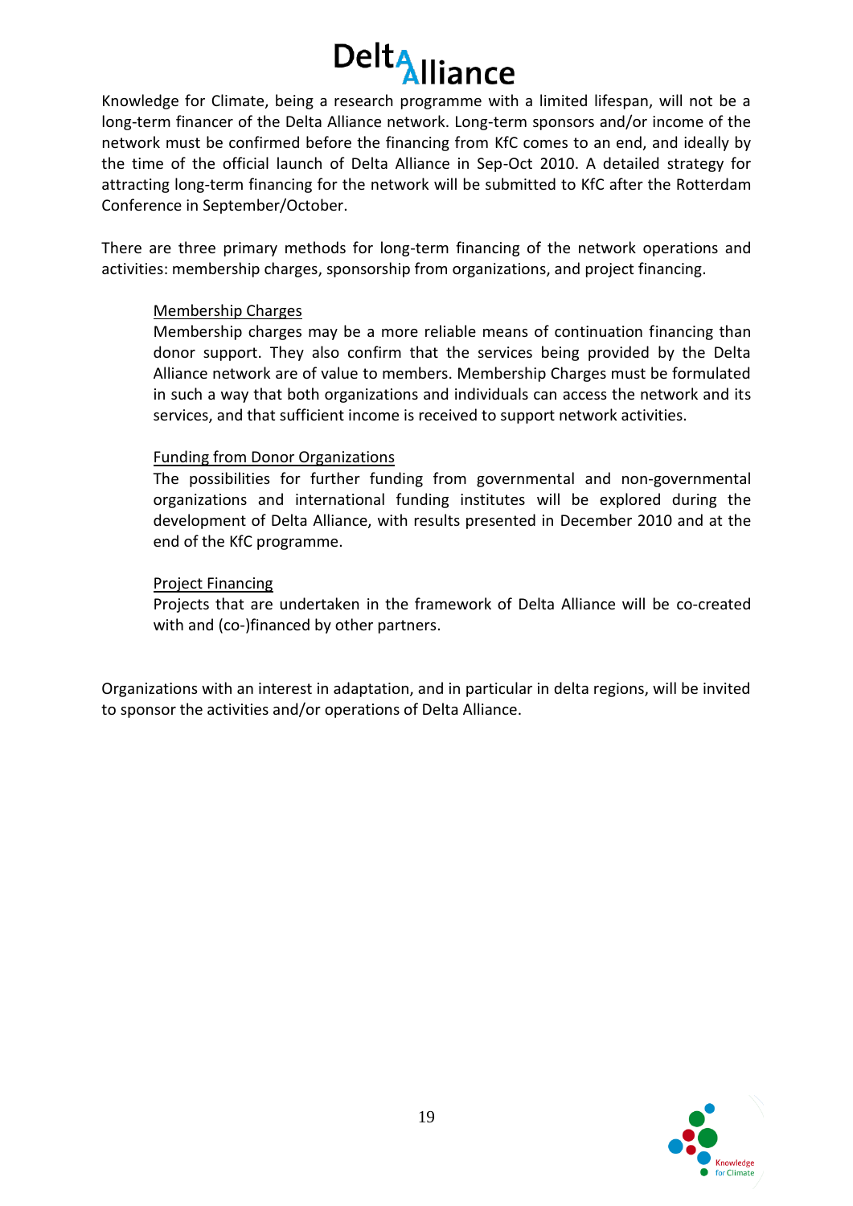Knowledge for Climate, being a research programme with a limited lifespan, will not be a long-term financer of the Delta Alliance network. Long-term sponsors and/or income of the network must be confirmed before the financing from KfC comes to an end, and ideally by the time of the official launch of Delta Alliance in Sep-Oct 2010. A detailed strategy for attracting long-term financing for the network will be submitted to KfC after the Rotterdam Conference in September/October.

There are three primary methods for long-term financing of the network operations and activities: membership charges, sponsorship from organizations, and project financing.

<u>Membership Charges</u>
Membership charges may be a more reliable means of continuation financing than donor support. They also confirm that the services being provided by the Delta Alliance network are of value to members. Membership Charges must be formulated in such a way that both organizations and individuals can access the network and its services, and that sufficient income is received to support network activities.

<u>Funding from Donor Organizations</u>
The possibilities for further funding from governmental and non-governmental organizations and international funding institutes will be explored during the development of Delta Alliance, with results presented in December 2010 and at the end of the KfC programme.

<u>Project Financing</u>
Projects that are undertaken in the framework of Delta Alliance will be co-created with and (co-)financed by other partners.

Organizations with an interest in adaptation, and in particular in delta regions, will be invited to sponsor the activities and/or operations of Delta Alliance.